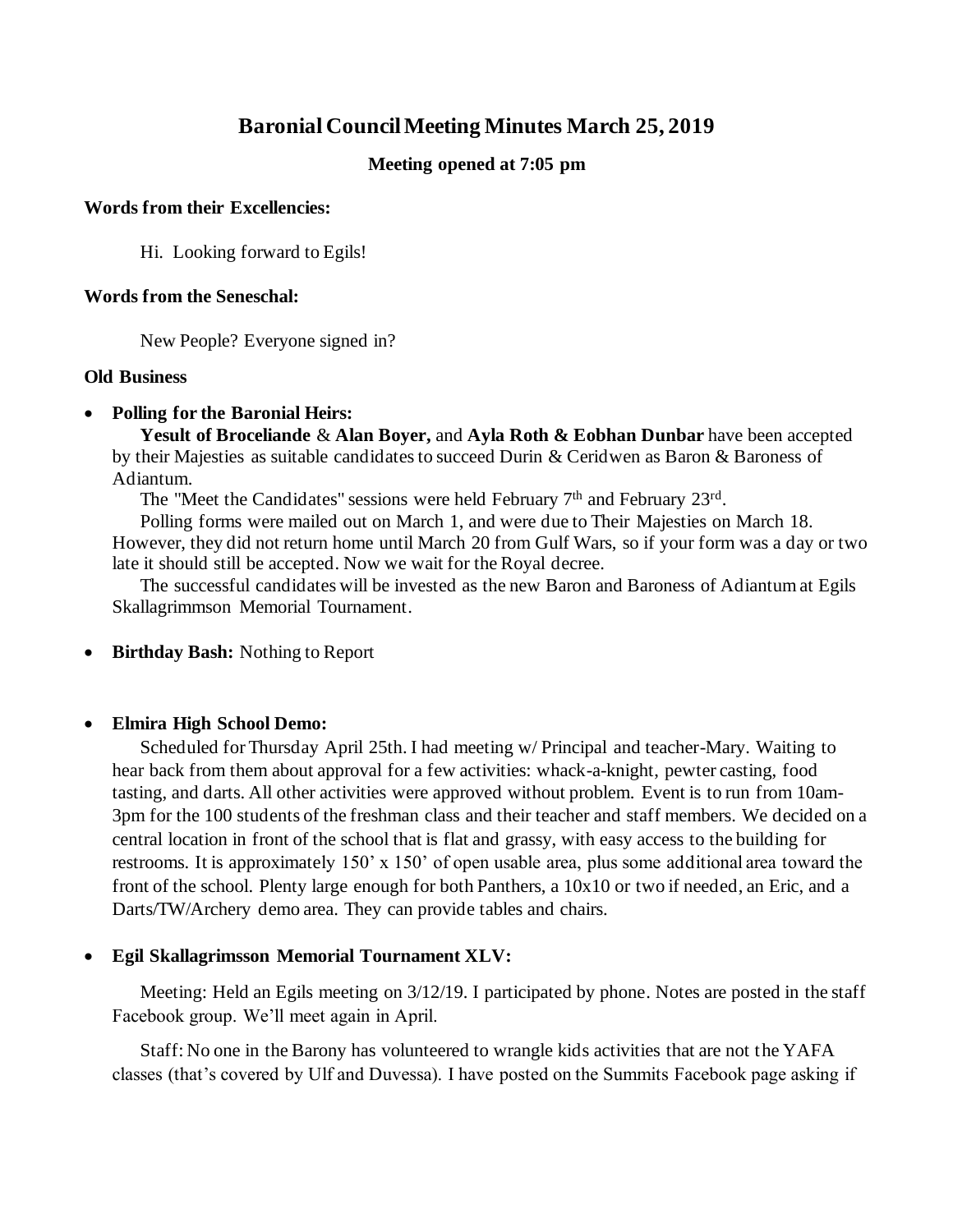# Baronial Council Meeting Minutes March 25, 2019

**Meeting opened at 7:05 pm**

**Words from their Excellencies:**

Hi. Looking forward to Egils!

**Words from the Seneschal:**

New People? Everyone signed in?

**Old Business**

- **Polling for the Baronial Heirs:**

  **Yesult of Broceliande** & **Alan Boyer,** and **Ayla Roth & Eobhan Dunbar** have been accepted by their Majesties as suitable candidates to succeed Durin & Ceridwen as Baron & Baroness of Adiantum.

  The "Meet the Candidates" sessions were held February 7th and February 23rd.

  Polling forms were mailed out on March 1, and were due to Their Majesties on March 18. However, they did not return home until March 20 from Gulf Wars, so if your form was a day or two late it should still be accepted. Now we wait for the Royal decree.

  The successful candidates will be invested as the new Baron and Baroness of Adiantum at Egils Skallagrimmson Memorial Tournament.

- **Birthday Bash:** Nothing to Report

- **Elmira High School Demo:**

  Scheduled for Thursday April 25th. I had meeting w/ Principal and teacher-Mary. Waiting to hear back from them about approval for a few activities: whack-a-knight, pewter casting, food tasting, and darts. All other activities were approved without problem. Event is to run from 10am-3pm for the 100 students of the freshman class and their teacher and staff members. We decided on a central location in front of the school that is flat and grassy, with easy access to the building for restrooms. It is approximately 150' x 150' of open usable area, plus some additional area toward the front of the school. Plenty large enough for both Panthers, a 10x10 or two if needed, an Eric, and a Darts/TW/Archery demo area. They can provide tables and chairs.

- **Egil Skallagrimsson Memorial Tournament XLV:**

  Meeting: Held an Egils meeting on 3/12/19. I participated by phone. Notes are posted in the staff Facebook group. We'll meet again in April.

  Staff: No one in the Barony has volunteered to wrangle kids activities that are not the YAFA classes (that's covered by Ulf and Duvessa). I have posted on the Summits Facebook page asking if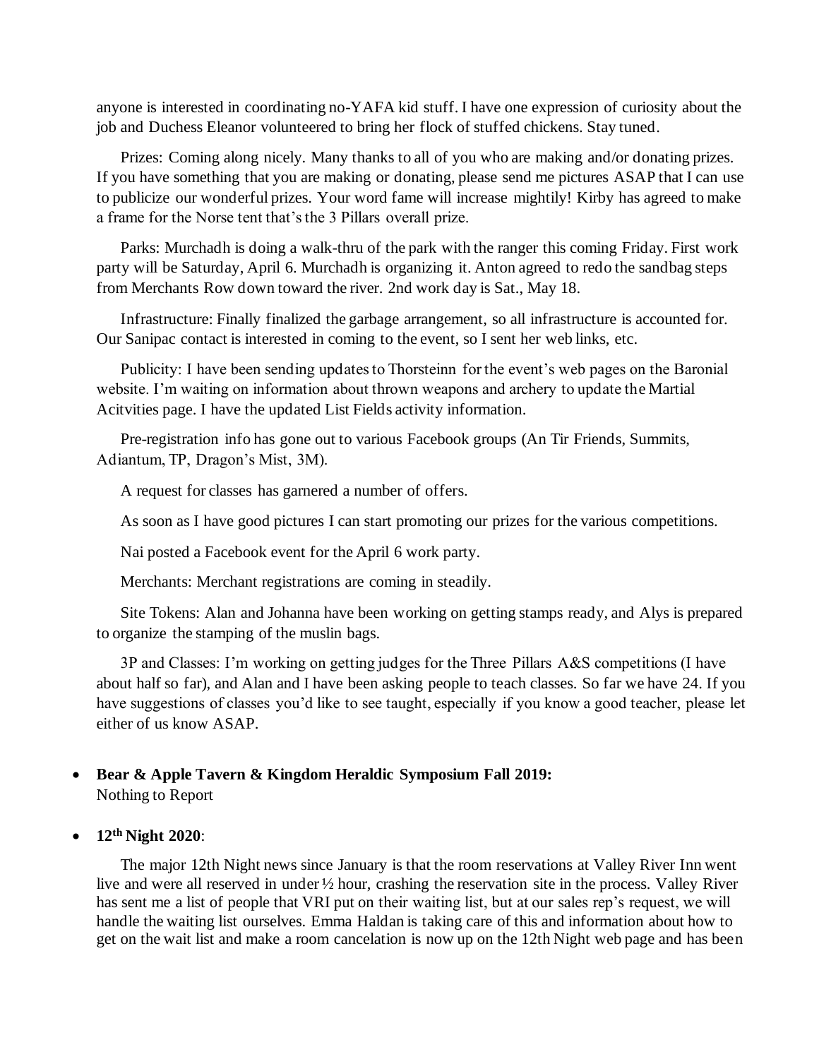anyone is interested in coordinating no-YAFA kid stuff. I have one expression of curiosity about the job and Duchess Eleanor volunteered to bring her flock of stuffed chickens. Stay tuned.

Prizes: Coming along nicely. Many thanks to all of you who are making and/or donating prizes. If you have something that you are making or donating, please send me pictures ASAP that I can use to publicize our wonderful prizes. Your word fame will increase mightily! Kirby has agreed to make a frame for the Norse tent that's the 3 Pillars overall prize.

Parks: Murchadh is doing a walk-thru of the park with the ranger this coming Friday. First work party will be Saturday, April 6. Murchadh is organizing it. Anton agreed to redo the sandbag steps from Merchants Row down toward the river. 2nd work day is Sat., May 18.

Infrastructure: Finally finalized the garbage arrangement, so all infrastructure is accounted for. Our Sanipac contact is interested in coming to the event, so I sent her web links, etc.

Publicity: I have been sending updates to Thorsteinn for the event's web pages on the Baronial website. I'm waiting on information about thrown weapons and archery to update the Martial Acitvities page. I have the updated List Fields activity information.

Pre-registration info has gone out to various Facebook groups (An Tir Friends, Summits, Adiantum, TP, Dragon's Mist, 3M).

A request for classes has garnered a number of offers.

As soon as I have good pictures I can start promoting our prizes for the various competitions.

Nai posted a Facebook event for the April 6 work party.

Merchants: Merchant registrations are coming in steadily.

Site Tokens: Alan and Johanna have been working on getting stamps ready, and Alys is prepared to organize the stamping of the muslin bags.

3P and Classes: I'm working on getting judges for the Three Pillars A&S competitions (I have about half so far), and Alan and I have been asking people to teach classes. So far we have 24. If you have suggestions of classes you'd like to see taught, especially if you know a good teacher, please let either of us know ASAP.

- **Bear & Apple Tavern & Kingdom Heraldic Symposium Fall 2019:**
  Nothing to Report

- **12th Night 2020**:

The major 12th Night news since January is that the room reservations at Valley River Inn went live and were all reserved in under ½ hour, crashing the reservation site in the process. Valley River has sent me a list of people that VRI put on their waiting list, but at our sales rep's request, we will handle the waiting list ourselves. Emma Haldan is taking care of this and information about how to get on the wait list and make a room cancelation is now up on the 12th Night web page and has been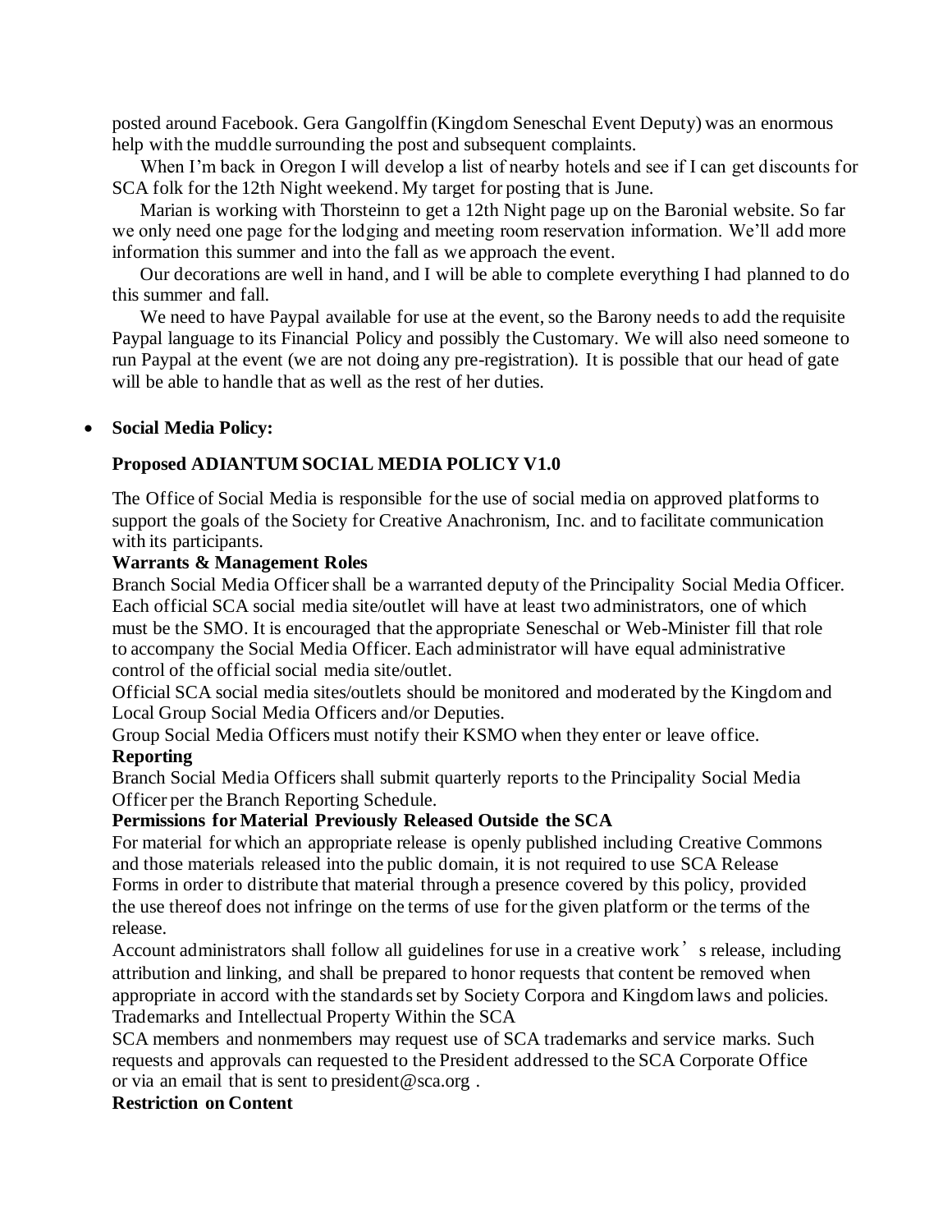posted around Facebook. Gera Gangolffin (Kingdom Seneschal Event Deputy) was an enormous help with the muddle surrounding the post and subsequent complaints.

When I'm back in Oregon I will develop a list of nearby hotels and see if I can get discounts for SCA folk for the 12th Night weekend. My target for posting that is June.

Marian is working with Thorsteinn to get a 12th Night page up on the Baronial website. So far we only need one page for the lodging and meeting room reservation information. We'll add more information this summer and into the fall as we approach the event.

Our decorations are well in hand, and I will be able to complete everything I had planned to do this summer and fall.

We need to have Paypal available for use at the event, so the Barony needs to add the requisite Paypal language to its Financial Policy and possibly the Customary. We will also need someone to run Paypal at the event (we are not doing any pre-registration). It is possible that our head of gate will be able to handle that as well as the rest of her duties.

- **Social Media Policy:**

**Proposed ADIANTUM SOCIAL MEDIA POLICY V1.0**

The Office of Social Media is responsible for the use of social media on approved platforms to support the goals of the Society for Creative Anachronism, Inc. and to facilitate communication with its participants.

**Warrants & Management Roles**

Branch Social Media Officer shall be a warranted deputy of the Principality Social Media Officer. Each official SCA social media site/outlet will have at least two administrators, one of which must be the SMO. It is encouraged that the appropriate Seneschal or Web-Minister fill that role to accompany the Social Media Officer. Each administrator will have equal administrative control of the official social media site/outlet.

Official SCA social media sites/outlets should be monitored and moderated by the Kingdom and Local Group Social Media Officers and/or Deputies.

Group Social Media Officers must notify their KSMO when they enter or leave office.

**Reporting**

Branch Social Media Officers shall submit quarterly reports to the Principality Social Media Officer per the Branch Reporting Schedule.

**Permissions for Material Previously Released Outside the SCA**

For material for which an appropriate release is openly published including Creative Commons and those materials released into the public domain, it is not required to use SCA Release Forms in order to distribute that material through a presence covered by this policy, provided the use thereof does not infringe on the terms of use for the given platform or the terms of the release.

Account administrators shall follow all guidelines for use in a creative work's release, including attribution and linking, and shall be prepared to honor requests that content be removed when appropriate in accord with the standards set by Society Corpora and Kingdom laws and policies.

Trademarks and Intellectual Property Within the SCA

SCA members and nonmembers may request use of SCA trademarks and service marks. Such requests and approvals can requested to the President addressed to the SCA Corporate Office or via an email that is sent to president@sca.org .

**Restriction on Content**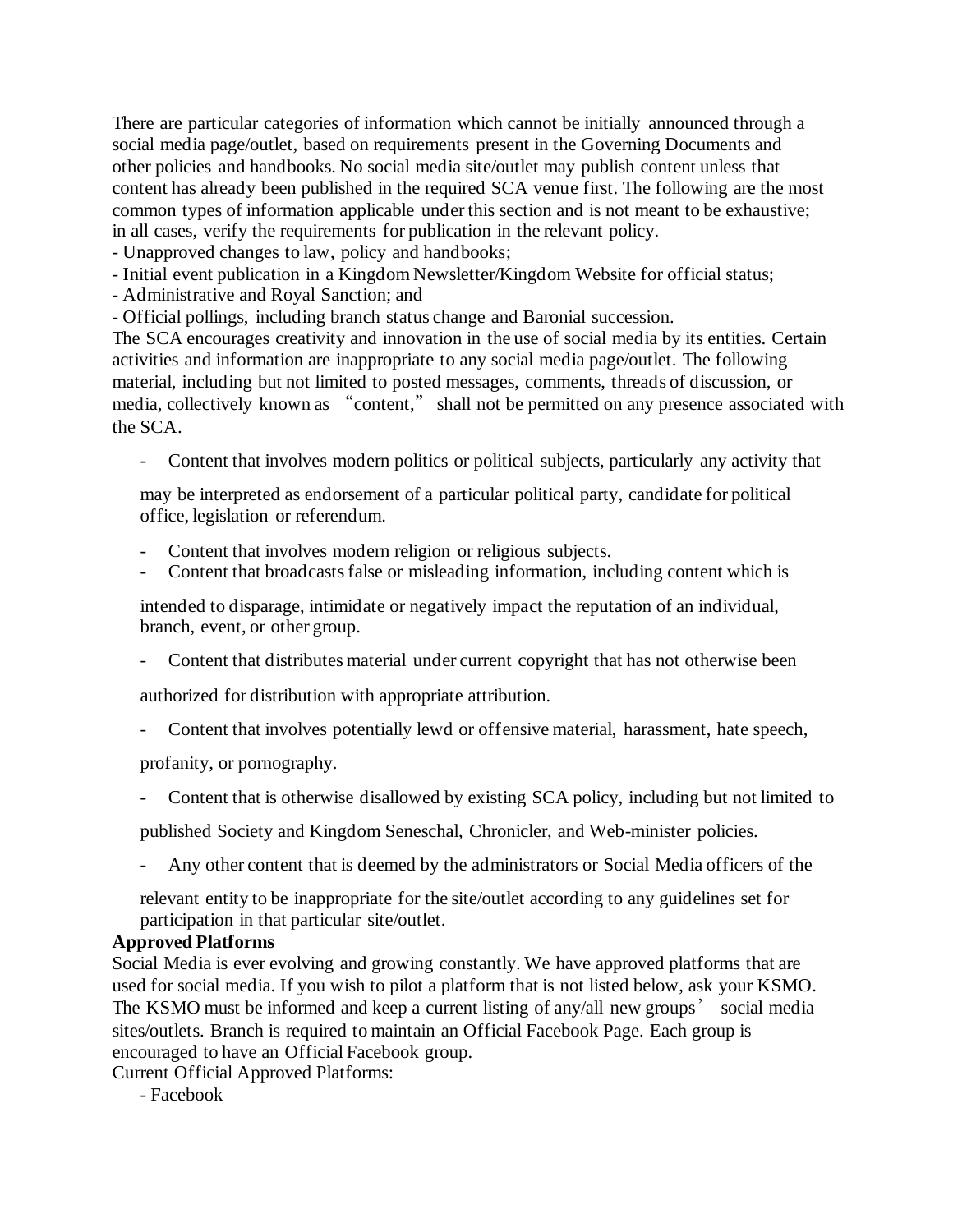There are particular categories of information which cannot be initially announced through a social media page/outlet, based on requirements present in the Governing Documents and other policies and handbooks. No social media site/outlet may publish content unless that content has already been published in the required SCA venue first. The following are the most common types of information applicable under this section and is not meant to be exhaustive; in all cases, verify the requirements for publication in the relevant policy.

- Unapproved changes to law, policy and handbooks;
- Initial event publication in a Kingdom Newsletter/Kingdom Website for official status;
- Administrative and Royal Sanction; and
- Official pollings, including branch status change and Baronial succession.

The SCA encourages creativity and innovation in the use of social media by its entities. Certain activities and information are inappropriate to any social media page/outlet. The following material, including but not limited to posted messages, comments, threads of discussion, or media, collectively known as "content," shall not be permitted on any presence associated with the SCA.

- Content that involves modern politics or political subjects, particularly any activity that may be interpreted as endorsement of a particular political party, candidate for political office, legislation or referendum.
- Content that involves modern religion or religious subjects.
- Content that broadcasts false or misleading information, including content which is intended to disparage, intimidate or negatively impact the reputation of an individual, branch, event, or other group.
- Content that distributes material under current copyright that has not otherwise been authorized for distribution with appropriate attribution.
- Content that involves potentially lewd or offensive material, harassment, hate speech, profanity, or pornography.
- Content that is otherwise disallowed by existing SCA policy, including but not limited to published Society and Kingdom Seneschal, Chronicler, and Web-minister policies.
- Any other content that is deemed by the administrators or Social Media officers of the relevant entity to be inappropriate for the site/outlet according to any guidelines set for participation in that particular site/outlet.

**Approved Platforms**

Social Media is ever evolving and growing constantly. We have approved platforms that are used for social media. If you wish to pilot a platform that is not listed below, ask your KSMO. The KSMO must be informed and keep a current listing of any/all new groups' social media sites/outlets. Branch is required to maintain an Official Facebook Page. Each group is encouraged to have an Official Facebook group.

Current Official Approved Platforms:

- Facebook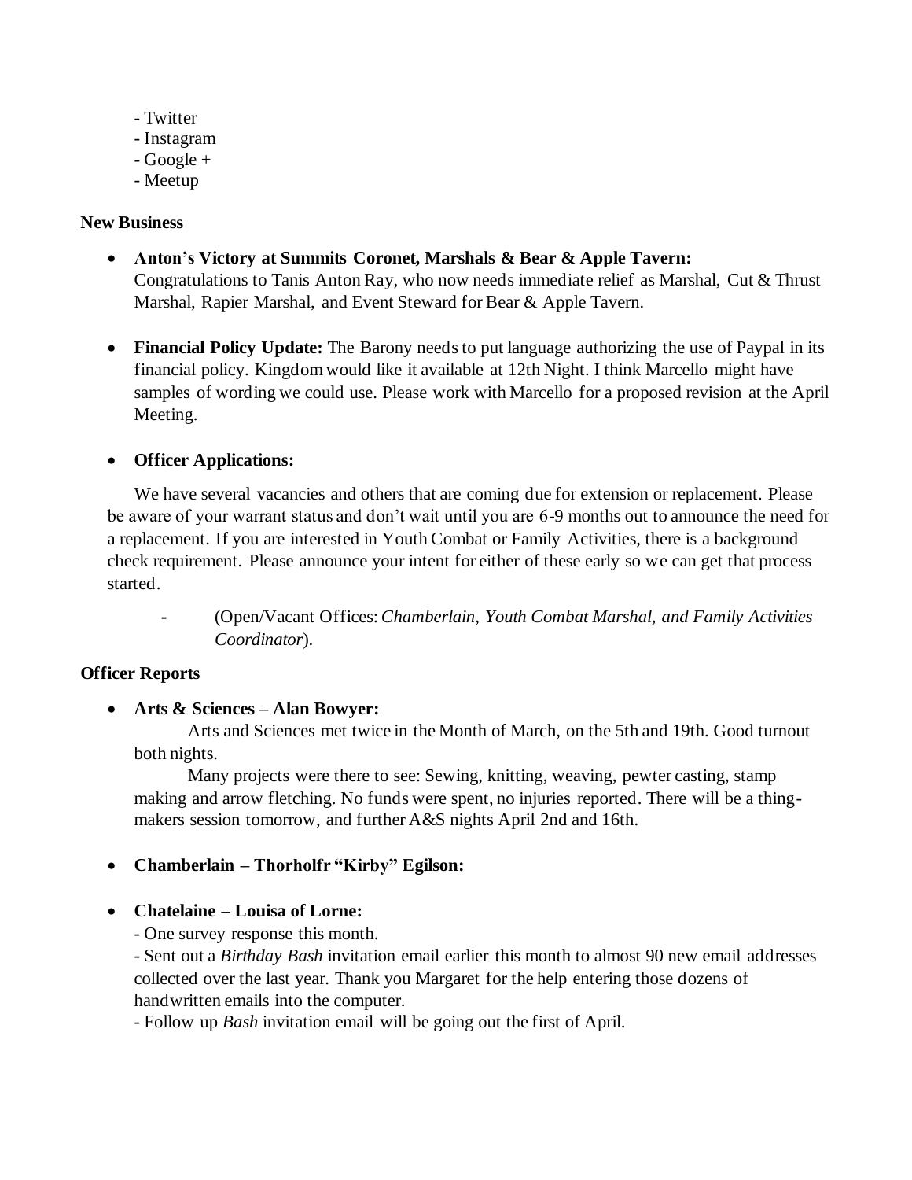- Twitter
- Instagram
- Google +
- Meetup

**New Business**

- **Anton's Victory at Summits Coronet, Marshals & Bear & Apple Tavern:** Congratulations to Tanis Anton Ray, who now needs immediate relief as Marshal, Cut & Thrust Marshal, Rapier Marshal, and Event Steward for Bear & Apple Tavern.

- **Financial Policy Update:** The Barony needs to put language authorizing the use of Paypal in its financial policy. Kingdom would like it available at 12th Night. I think Marcello might have samples of wording we could use. Please work with Marcello for a proposed revision at the April Meeting.

- **Officer Applications:**

  We have several vacancies and others that are coming due for extension or replacement. Please be aware of your warrant status and don't wait until you are 6-9 months out to announce the need for a replacement. If you are interested in Youth Combat or Family Activities, there is a background check requirement. Please announce your intent for either of these early so we can get that process started.

  - (Open/Vacant Offices: *Chamberlain*, *Youth Combat Marshal, and Family Activities Coordinator*).

**Officer Reports**

- **Arts & Sciences – Alan Bowyer:**

  Arts and Sciences met twice in the Month of March, on the 5th and 19th. Good turnout both nights.

  Many projects were there to see: Sewing, knitting, weaving, pewter casting, stamp making and arrow fletching. No funds were spent, no injuries reported. There will be a thing-makers session tomorrow, and further A&S nights April 2nd and 16th.

- **Chamberlain – Thorholfr "Kirby" Egilson:**

- **Chatelaine – Louisa of Lorne:**

  - One survey response this month.
  - Sent out a *Birthday Bash* invitation email earlier this month to almost 90 new email addresses collected over the last year. Thank you Margaret for the help entering those dozens of handwritten emails into the computer.
  - Follow up *Bash* invitation email will be going out the first of April.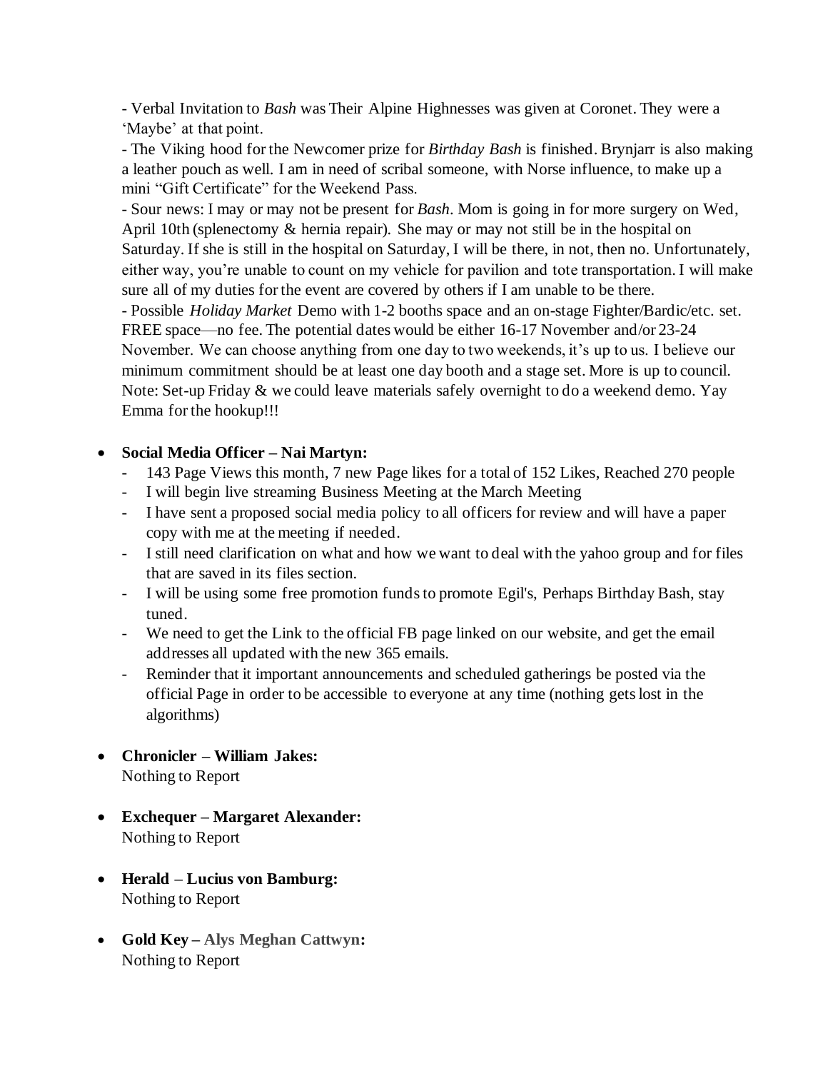- Verbal Invitation to *Bash* was Their Alpine Highnesses was given at Coronet. They were a 'Maybe' at that point.
- The Viking hood for the Newcomer prize for *Birthday Bash* is finished. Brynjarr is also making a leather pouch as well. I am in need of scribal someone, with Norse influence, to make up a mini "Gift Certificate" for the Weekend Pass.
- Sour news: I may or may not be present for *Bash*. Mom is going in for more surgery on Wed, April 10th (splenectomy & hernia repair). She may or may not still be in the hospital on Saturday. If she is still in the hospital on Saturday, I will be there, in not, then no. Unfortunately, either way, you're unable to count on my vehicle for pavilion and tote transportation. I will make sure all of my duties for the event are covered by others if I am unable to be there.
- Possible *Holiday Market* Demo with 1-2 booths space and an on-stage Fighter/Bardic/etc. set. FREE space—no fee. The potential dates would be either 16-17 November and/or 23-24 November. We can choose anything from one day to two weekends, it's up to us. I believe our minimum commitment should be at least one day booth and a stage set. More is up to council. Note: Set-up Friday & we could leave materials safely overnight to do a weekend demo. Yay Emma for the hookup!!!

- **Social Media Officer – Nai Martyn:**
  - 143 Page Views this month, 7 new Page likes for a total of 152 Likes, Reached 270 people
  - I will begin live streaming Business Meeting at the March Meeting
  - I have sent a proposed social media policy to all officers for review and will have a paper copy with me at the meeting if needed.
  - I still need clarification on what and how we want to deal with the yahoo group and for files that are saved in its files section.
  - I will be using some free promotion funds to promote Egil's, Perhaps Birthday Bash, stay tuned.
  - We need to get the Link to the official FB page linked on our website, and get the email addresses all updated with the new 365 emails.
  - Reminder that it important announcements and scheduled gatherings be posted via the official Page in order to be accessible to everyone at any time (nothing gets lost in the algorithms)

- **Chronicler – William Jakes:**
  Nothing to Report

- **Exchequer – Margaret Alexander:**
  Nothing to Report

- **Herald – Lucius von Bamburg:**
  Nothing to Report

- **Gold Key – Alys Meghan Cattwyn:**
  Nothing to Report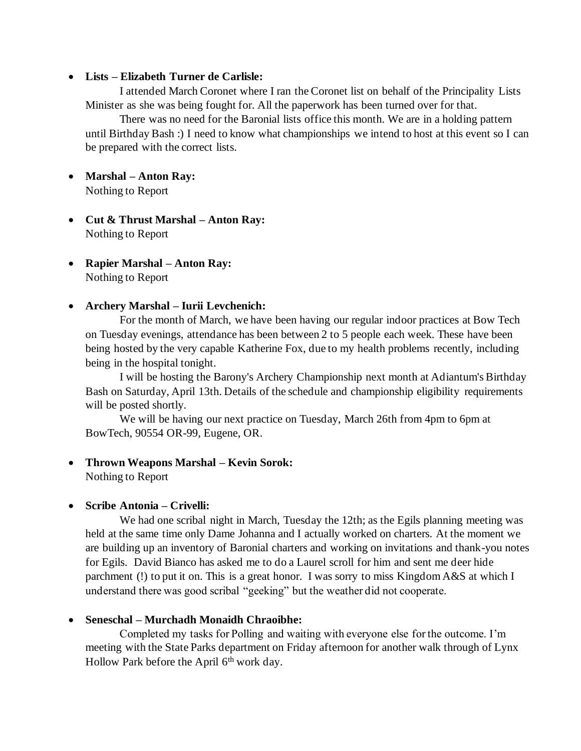- **Lists – Elizabeth Turner de Carlisle:**

  I attended March Coronet where I ran the Coronet list on behalf of the Principality Lists Minister as she was being fought for. All the paperwork has been turned over for that.

  There was no need for the Baronial lists office this month. We are in a holding pattern until Birthday Bash :) I need to know what championships we intend to host at this event so I can be prepared with the correct lists.

- **Marshal – Anton Ray:**

  Nothing to Report

- **Cut & Thrust Marshal – Anton Ray:**

  Nothing to Report

- **Rapier Marshal – Anton Ray:**

  Nothing to Report

- **Archery Marshal – Iurii Levchenich:**

  For the month of March, we have been having our regular indoor practices at Bow Tech on Tuesday evenings, attendance has been between 2 to 5 people each week. These have been being hosted by the very capable Katherine Fox, due to my health problems recently, including being in the hospital tonight.

  I will be hosting the Barony's Archery Championship next month at Adiantum's Birthday Bash on Saturday, April 13th. Details of the schedule and championship eligibility requirements will be posted shortly.

  We will be having our next practice on Tuesday, March 26th from 4pm to 6pm at BowTech, 90554 OR-99, Eugene, OR.

- **Thrown Weapons Marshal – Kevin Sorok:**

  Nothing to Report

- **Scribe Antonia – Crivelli:**

  We had one scribal night in March, Tuesday the 12th; as the Egils planning meeting was held at the same time only Dame Johanna and I actually worked on charters. At the moment we are building up an inventory of Baronial charters and working on invitations and thank-you notes for Egils. David Bianco has asked me to do a Laurel scroll for him and sent me deer hide parchment (!) to put it on. This is a great honor. I was sorry to miss Kingdom A&S at which I understand there was good scribal "geeking" but the weather did not cooperate.

- **Seneschal – Murchadh Monaidh Chraoibhe:**

  Completed my tasks for Polling and waiting with everyone else for the outcome. I'm meeting with the State Parks department on Friday afternoon for another walk through of Lynx Hollow Park before the April 6th work day.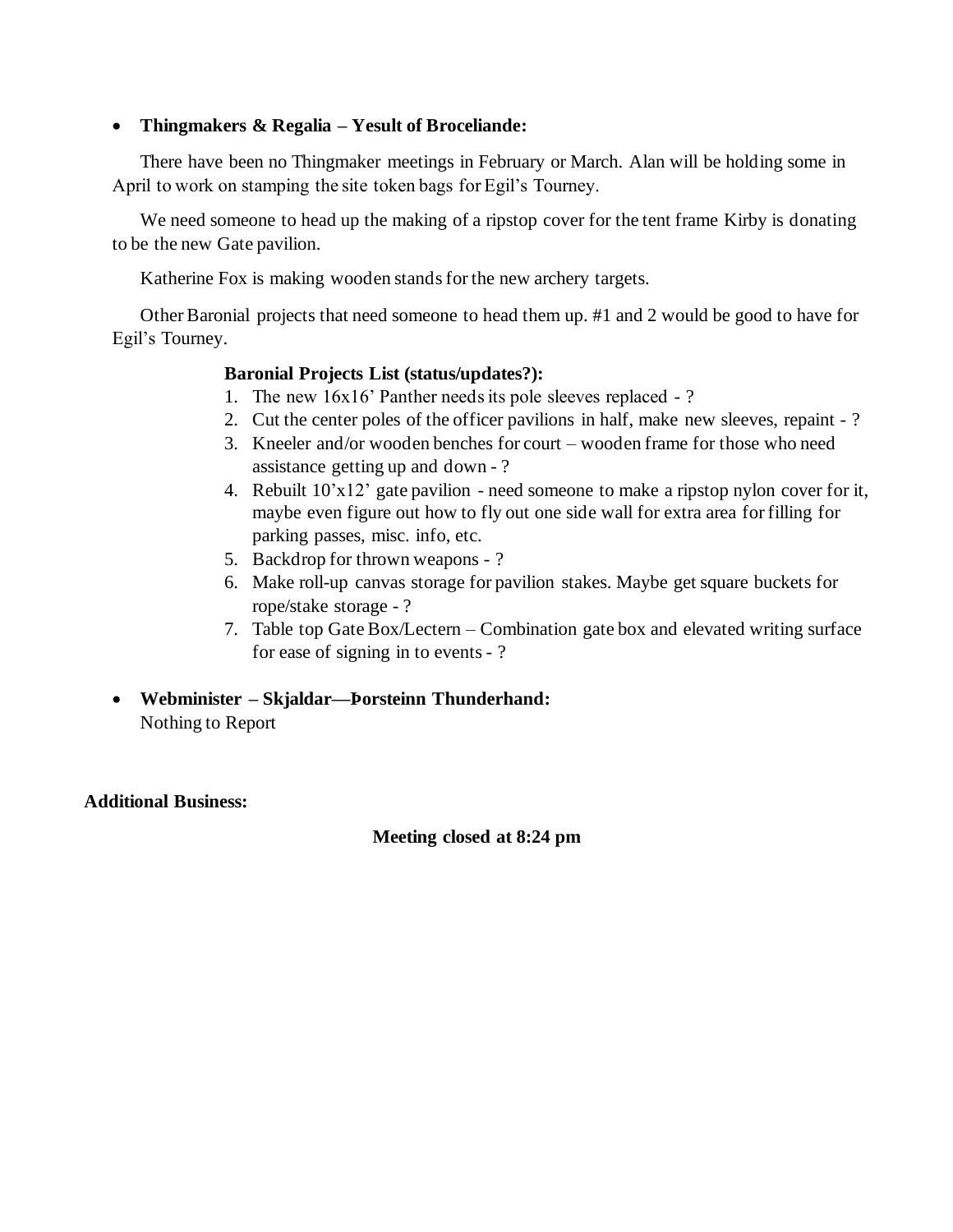- **Thingmakers & Regalia – Yesult of Broceliande:**

  There have been no Thingmaker meetings in February or March. Alan will be holding some in April to work on stamping the site token bags for Egil's Tourney.

  We need someone to head up the making of a ripstop cover for the tent frame Kirby is donating to be the new Gate pavilion.

  Katherine Fox is making wooden stands for the new archery targets.

  Other Baronial projects that need someone to head them up. #1 and 2 would be good to have for Egil's Tourney.

  **Baronial Projects List (status/updates?):**

  1. The new 16x16' Panther needs its pole sleeves replaced - ?
  2. Cut the center poles of the officer pavilions in half, make new sleeves, repaint - ?
  3. Kneeler and/or wooden benches for court – wooden frame for those who need assistance getting up and down - ?
  4. Rebuilt 10'x12' gate pavilion - need someone to make a ripstop nylon cover for it, maybe even figure out how to fly out one side wall for extra area for filling for parking passes, misc. info, etc.
  5. Backdrop for thrown weapons - ?
  6. Make roll-up canvas storage for pavilion stakes. Maybe get square buckets for rope/stake storage - ?
  7. Table top Gate Box/Lectern – Combination gate box and elevated writing surface for ease of signing in to events - ?

- **Webminister – Skjaldar—Þorsteinn Thunderhand:**
  Nothing to Report

**Additional Business:**

**Meeting closed at 8:24 pm**